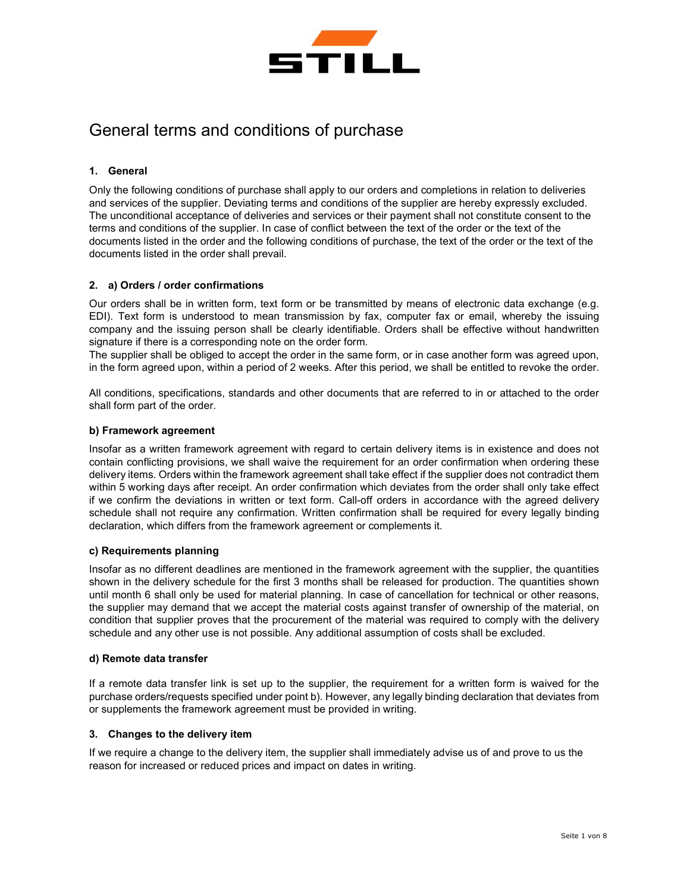# General terms and conditions of purchase

## 1. General

Only the following conditions of purchase shall apply to our orders and completions in relation to deliveries and services of the supplier. Deviating terms and conditions of the supplier are hereby expressly excluded. The unconditional acceptance of deliveries and services or their payment shall not constitute consent to the terms and conditions of the supplier. In case of conflict between the text of the order or the text of the documents listed in the order and the following conditions of purchase, the text of the order or the text of the documents listed in the order shall prevail.

## 2. a) Orders / order confirmations

Our orders shall be in written form, text form or be transmitted by means of electronic data exchange (e.g. EDI). Text form is understood to mean transmission by fax, computer fax or email, whereby the issuing company and the issuing person shall be clearly identifiable. Orders shall be effective without handwritten signature if there is a corresponding note on the order form.
The supplier shall be obliged to accept the order in the same form, or in case another form was agreed upon, in the form agreed upon, within a period of 2 weeks. After this period, we shall be entitled to revoke the order.

All conditions, specifications, standards and other documents that are referred to in or attached to the order shall form part of the order.

### b) Framework agreement

Insofar as a written framework agreement with regard to certain delivery items is in existence and does not contain conflicting provisions, we shall waive the requirement for an order confirmation when ordering these delivery items. Orders within the framework agreement shall take effect if the supplier does not contradict them within 5 working days after receipt. An order confirmation which deviates from the order shall only take effect if we confirm the deviations in written or text form. Call-off orders in accordance with the agreed delivery schedule shall not require any confirmation. Written confirmation shall be required for every legally binding declaration, which differs from the framework agreement or complements it.

### c) Requirements planning

Insofar as no different deadlines are mentioned in the framework agreement with the supplier, the quantities shown in the delivery schedule for the first 3 months shall be released for production. The quantities shown until month 6 shall only be used for material planning. In case of cancellation for technical or other reasons, the supplier may demand that we accept the material costs against transfer of ownership of the material, on condition that supplier proves that the procurement of the material was required to comply with the delivery schedule and any other use is not possible. Any additional assumption of costs shall be excluded.

### d) Remote data transfer

If a remote data transfer link is set up to the supplier, the requirement for a written form is waived for the purchase orders/requests specified under point b). However, any legally binding declaration that deviates from or supplements the framework agreement must be provided in writing.

## 3. Changes to the delivery item

If we require a change to the delivery item, the supplier shall immediately advise us of and prove to us the reason for increased or reduced prices and impact on dates in writing.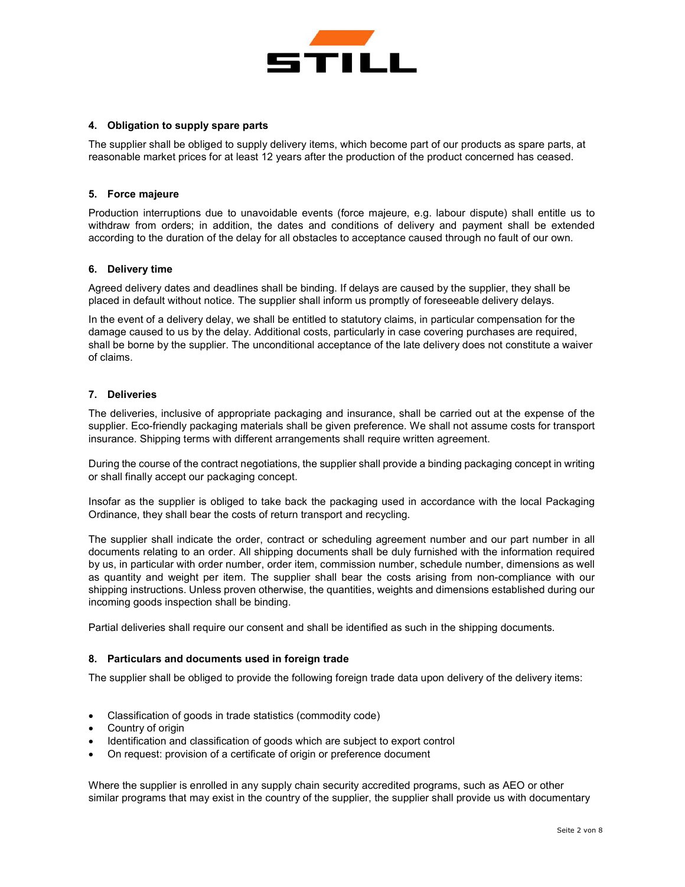## 4. Obligation to supply spare parts

The supplier shall be obliged to supply delivery items, which become part of our products as spare parts, at reasonable market prices for at least 12 years after the production of the product concerned has ceased.

## 5. Force majeure

Production interruptions due to unavoidable events (force majeure, e.g. labour dispute) shall entitle us to withdraw from orders; in addition, the dates and conditions of delivery and payment shall be extended according to the duration of the delay for all obstacles to acceptance caused through no fault of our own.

## 6. Delivery time

Agreed delivery dates and deadlines shall be binding. If delays are caused by the supplier, they shall be placed in default without notice. The supplier shall inform us promptly of foreseeable delivery delays.

In the event of a delivery delay, we shall be entitled to statutory claims, in particular compensation for the damage caused to us by the delay. Additional costs, particularly in case covering purchases are required, shall be borne by the supplier. The unconditional acceptance of the late delivery does not constitute a waiver of claims.

## 7. Deliveries

The deliveries, inclusive of appropriate packaging and insurance, shall be carried out at the expense of the supplier. Eco-friendly packaging materials shall be given preference. We shall not assume costs for transport insurance. Shipping terms with different arrangements shall require written agreement.

During the course of the contract negotiations, the supplier shall provide a binding packaging concept in writing or shall finally accept our packaging concept.

Insofar as the supplier is obliged to take back the packaging used in accordance with the local Packaging Ordinance, they shall bear the costs of return transport and recycling.

The supplier shall indicate the order, contract or scheduling agreement number and our part number in all documents relating to an order. All shipping documents shall be duly furnished with the information required by us, in particular with order number, order item, commission number, schedule number, dimensions as well as quantity and weight per item. The supplier shall bear the costs arising from non-compliance with our shipping instructions. Unless proven otherwise, the quantities, weights and dimensions established during our incoming goods inspection shall be binding.

Partial deliveries shall require our consent and shall be identified as such in the shipping documents.

## 8. Particulars and documents used in foreign trade

The supplier shall be obliged to provide the following foreign trade data upon delivery of the delivery items:

- Classification of goods in trade statistics (commodity code)
- Country of origin
- Identification and classification of goods which are subject to export control
- On request: provision of a certificate of origin or preference document

Where the supplier is enrolled in any supply chain security accredited programs, such as AEO or other similar programs that may exist in the country of the supplier, the supplier shall provide us with documentary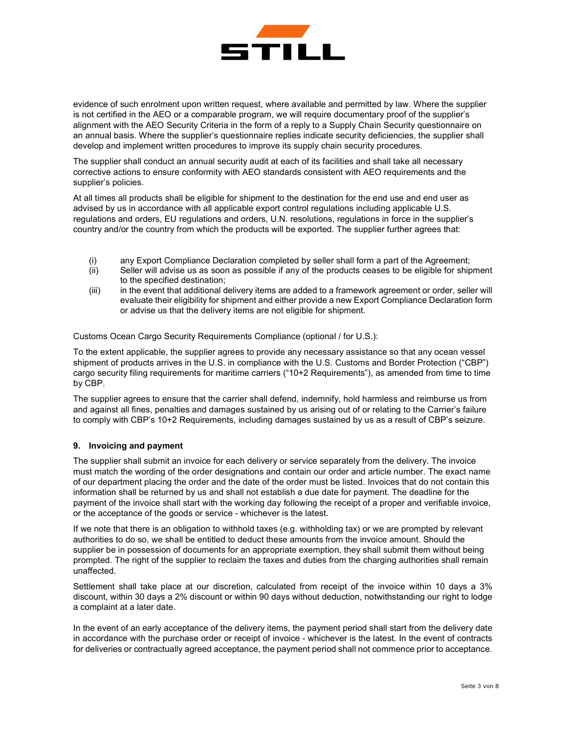evidence of such enrolment upon written request, where available and permitted by law. Where the supplier is not certified in the AEO or a comparable program, we will require documentary proof of the supplier's alignment with the AEO Security Criteria in the form of a reply to a Supply Chain Security questionnaire on an annual basis. Where the supplier's questionnaire replies indicate security deficiencies, the supplier shall develop and implement written procedures to improve its supply chain security procedures.

The supplier shall conduct an annual security audit at each of its facilities and shall take all necessary corrective actions to ensure conformity with AEO standards consistent with AEO requirements and the supplier's policies.

At all times all products shall be eligible for shipment to the destination for the end use and end user as advised by us in accordance with all applicable export control regulations including applicable U.S. regulations and orders, EU regulations and orders, U.N. resolutions, regulations in force in the supplier's country and/or the country from which the products will be exported. The supplier further agrees that:

(i) any Export Compliance Declaration completed by seller shall form a part of the Agreement;
(ii) Seller will advise us as soon as possible if any of the products ceases to be eligible for shipment to the specified destination;
(iii) in the event that additional delivery items are added to a framework agreement or order, seller will evaluate their eligibility for shipment and either provide a new Export Compliance Declaration form or advise us that the delivery items are not eligible for shipment.

Customs Ocean Cargo Security Requirements Compliance (optional / for U.S.):

To the extent applicable, the supplier agrees to provide any necessary assistance so that any ocean vessel shipment of products arrives in the U.S. in compliance with the U.S. Customs and Border Protection ("CBP") cargo security filing requirements for maritime carriers ("10+2 Requirements"), as amended from time to time by CBP.

The supplier agrees to ensure that the carrier shall defend, indemnify, hold harmless and reimburse us from and against all fines, penalties and damages sustained by us arising out of or relating to the Carrier's failure to comply with CBP's 10+2 Requirements, including damages sustained by us as a result of CBP's seizure.

**9. Invoicing and payment**

The supplier shall submit an invoice for each delivery or service separately from the delivery. The invoice must match the wording of the order designations and contain our order and article number. The exact name of our department placing the order and the date of the order must be listed. Invoices that do not contain this information shall be returned by us and shall not establish a due date for payment. The deadline for the payment of the invoice shall start with the working day following the receipt of a proper and verifiable invoice, or the acceptance of the goods or service - whichever is the latest.

If we note that there is an obligation to withhold taxes (e.g. withholding tax) or we are prompted by relevant authorities to do so, we shall be entitled to deduct these amounts from the invoice amount. Should the supplier be in possession of documents for an appropriate exemption, they shall submit them without being prompted. The right of the supplier to reclaim the taxes and duties from the charging authorities shall remain unaffected.

Settlement shall take place at our discretion, calculated from receipt of the invoice within 10 days a 3% discount, within 30 days a 2% discount or within 90 days without deduction, notwithstanding our right to lodge a complaint at a later date.

In the event of an early acceptance of the delivery items, the payment period shall start from the delivery date in accordance with the purchase order or receipt of invoice - whichever is the latest. In the event of contracts for deliveries or contractually agreed acceptance, the payment period shall not commence prior to acceptance.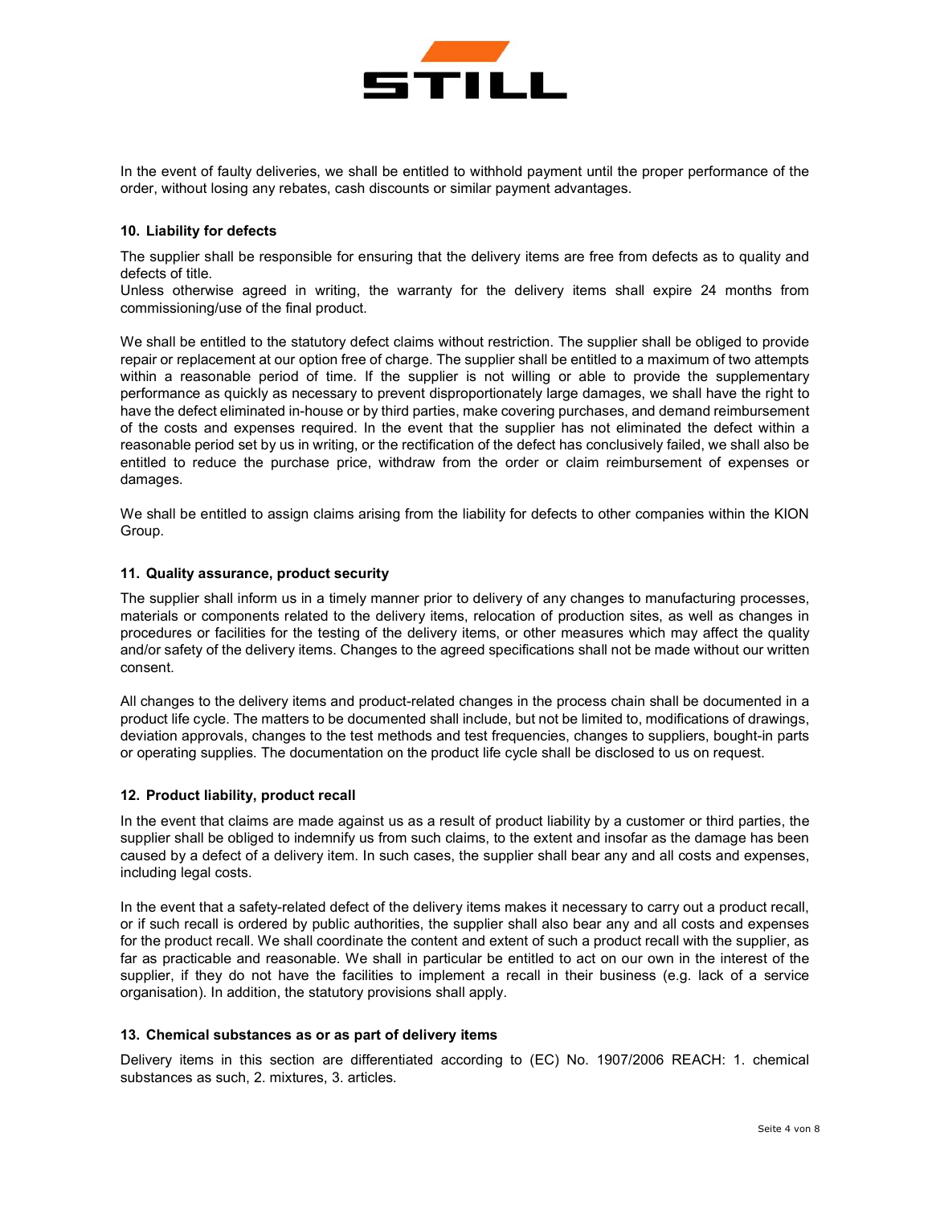In the event of faulty deliveries, we shall be entitled to withhold payment until the proper performance of the order, without losing any rebates, cash discounts or similar payment advantages.

### 10. Liability for defects

The supplier shall be responsible for ensuring that the delivery items are free from defects as to quality and defects of title.
Unless otherwise agreed in writing, the warranty for the delivery items shall expire 24 months from commissioning/use of the final product.

We shall be entitled to the statutory defect claims without restriction. The supplier shall be obliged to provide repair or replacement at our option free of charge. The supplier shall be entitled to a maximum of two attempts within a reasonable period of time. If the supplier is not willing or able to provide the supplementary performance as quickly as necessary to prevent disproportionately large damages, we shall have the right to have the defect eliminated in-house or by third parties, make covering purchases, and demand reimbursement of the costs and expenses required. In the event that the supplier has not eliminated the defect within a reasonable period set by us in writing, or the rectification of the defect has conclusively failed, we shall also be entitled to reduce the purchase price, withdraw from the order or claim reimbursement of expenses or damages.

We shall be entitled to assign claims arising from the liability for defects to other companies within the KION Group.

### 11. Quality assurance, product security

The supplier shall inform us in a timely manner prior to delivery of any changes to manufacturing processes, materials or components related to the delivery items, relocation of production sites, as well as changes in procedures or facilities for the testing of the delivery items, or other measures which may affect the quality and/or safety of the delivery items. Changes to the agreed specifications shall not be made without our written consent.

All changes to the delivery items and product-related changes in the process chain shall be documented in a product life cycle. The matters to be documented shall include, but not be limited to, modifications of drawings, deviation approvals, changes to the test methods and test frequencies, changes to suppliers, bought-in parts or operating supplies. The documentation on the product life cycle shall be disclosed to us on request.

### 12. Product liability, product recall

In the event that claims are made against us as a result of product liability by a customer or third parties, the supplier shall be obliged to indemnify us from such claims, to the extent and insofar as the damage has been caused by a defect of a delivery item. In such cases, the supplier shall bear any and all costs and expenses, including legal costs.

In the event that a safety-related defect of the delivery items makes it necessary to carry out a product recall, or if such recall is ordered by public authorities, the supplier shall also bear any and all costs and expenses for the product recall. We shall coordinate the content and extent of such a product recall with the supplier, as far as practicable and reasonable. We shall in particular be entitled to act on our own in the interest of the supplier, if they do not have the facilities to implement a recall in their business (e.g. lack of a service organisation). In addition, the statutory provisions shall apply.

### 13. Chemical substances as or as part of delivery items

Delivery items in this section are differentiated according to (EC) No. 1907/2006 REACH: 1. chemical substances as such, 2. mixtures, 3. articles.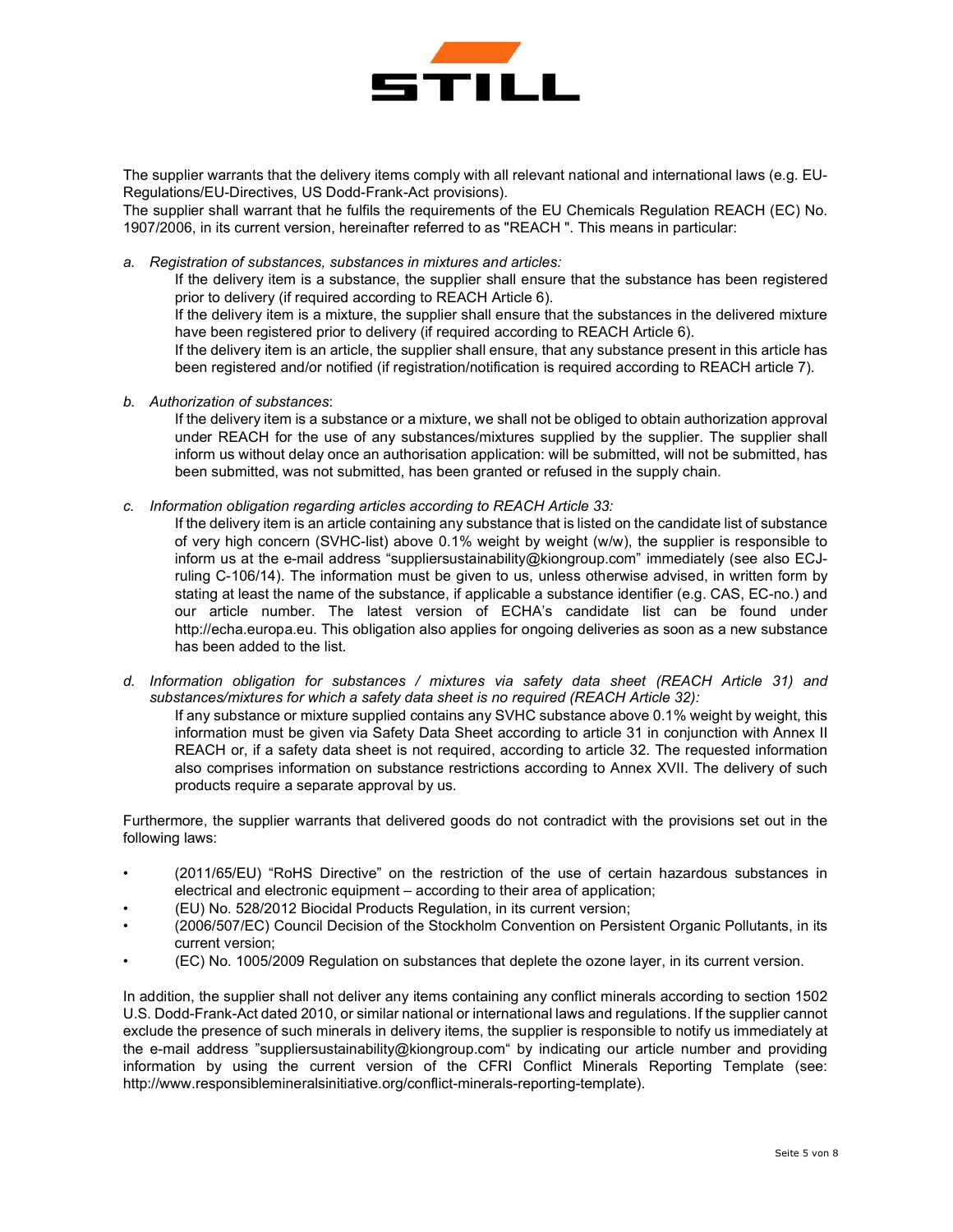The supplier warrants that the delivery items comply with all relevant national and international laws (e.g. EU-Regulations/EU-Directives, US Dodd-Frank-Act provisions).
The supplier shall warrant that he fulfils the requirements of the EU Chemicals Regulation REACH (EC) No. 1907/2006, in its current version, hereinafter referred to as "REACH ". This means in particular:

a. *Registration of substances, substances in mixtures and articles:*
   If the delivery item is a substance, the supplier shall ensure that the substance has been registered prior to delivery (if required according to REACH Article 6).
   If the delivery item is a mixture, the supplier shall ensure that the substances in the delivered mixture have been registered prior to delivery (if required according to REACH Article 6).
   If the delivery item is an article, the supplier shall ensure, that any substance present in this article has been registered and/or notified (if registration/notification is required according to REACH article 7).

b. *Authorization of substances*:
   If the delivery item is a substance or a mixture, we shall not be obliged to obtain authorization approval under REACH for the use of any substances/mixtures supplied by the supplier. The supplier shall inform us without delay once an authorisation application: will be submitted, will not be submitted, has been submitted, was not submitted, has been granted or refused in the supply chain.

c. *Information obligation regarding articles according to REACH Article 33:*
   If the delivery item is an article containing any substance that is listed on the candidate list of substance of very high concern (SVHC-list) above 0.1% weight by weight (w/w), the supplier is responsible to inform us at the e-mail address "suppliersustainability@kiongroup.com" immediately (see also ECJ-ruling C-106/14). The information must be given to us, unless otherwise advised, in written form by stating at least the name of the substance, if applicable a substance identifier (e.g. CAS, EC-no.) and our article number. The latest version of ECHA's candidate list can be found under http://echa.europa.eu. This obligation also applies for ongoing deliveries as soon as a new substance has been added to the list.

d. *Information obligation for substances / mixtures via safety data sheet (REACH Article 31) and substances/mixtures for which a safety data sheet is no required (REACH Article 32):*
   If any substance or mixture supplied contains any SVHC substance above 0.1% weight by weight, this information must be given via Safety Data Sheet according to article 31 in conjunction with Annex II REACH or, if a safety data sheet is not required, according to article 32. The requested information also comprises information on substance restrictions according to Annex XVII. The delivery of such products require a separate approval by us.

Furthermore, the supplier warrants that delivered goods do not contradict with the provisions set out in the following laws:

- (2011/65/EU) "RoHS Directive" on the restriction of the use of certain hazardous substances in electrical and electronic equipment – according to their area of application;
- (EU) No. 528/2012 Biocidal Products Regulation, in its current version;
- (2006/507/EC) Council Decision of the Stockholm Convention on Persistent Organic Pollutants, in its current version;
- (EC) No. 1005/2009 Regulation on substances that deplete the ozone layer, in its current version.

In addition, the supplier shall not deliver any items containing any conflict minerals according to section 1502 U.S. Dodd-Frank-Act dated 2010, or similar national or international laws and regulations. If the supplier cannot exclude the presence of such minerals in delivery items, the supplier is responsible to notify us immediately at the e-mail address "suppliersustainability@kiongroup.com" by indicating our article number and providing information by using the current version of the CFRI Conflict Minerals Reporting Template (see: http://www.responsiblemineralsinitiative.org/conflict-minerals-reporting-template).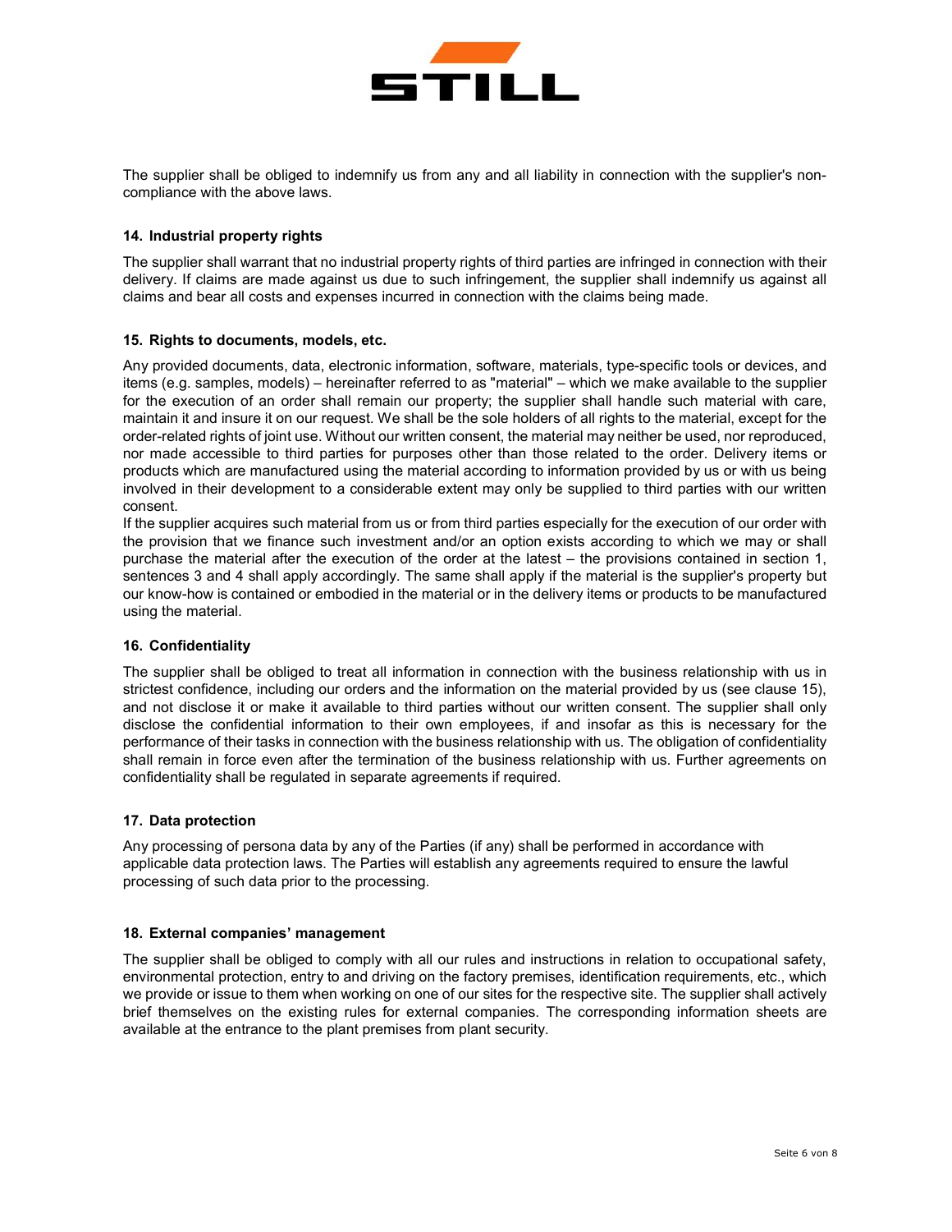The supplier shall be obliged to indemnify us from any and all liability in connection with the supplier's non-compliance with the above laws.

## 14. Industrial property rights

The supplier shall warrant that no industrial property rights of third parties are infringed in connection with their delivery. If claims are made against us due to such infringement, the supplier shall indemnify us against all claims and bear all costs and expenses incurred in connection with the claims being made.

## 15. Rights to documents, models, etc.

Any provided documents, data, electronic information, software, materials, type-specific tools or devices, and items (e.g. samples, models) – hereinafter referred to as "material" – which we make available to the supplier for the execution of an order shall remain our property; the supplier shall handle such material with care, maintain it and insure it on our request. We shall be the sole holders of all rights to the material, except for the order-related rights of joint use. Without our written consent, the material may neither be used, nor reproduced, nor made accessible to third parties for purposes other than those related to the order. Delivery items or products which are manufactured using the material according to information provided by us or with us being involved in their development to a considerable extent may only be supplied to third parties with our written consent.

If the supplier acquires such material from us or from third parties especially for the execution of our order with the provision that we finance such investment and/or an option exists according to which we may or shall purchase the material after the execution of the order at the latest – the provisions contained in section 1, sentences 3 and 4 shall apply accordingly. The same shall apply if the material is the supplier's property but our know-how is contained or embodied in the material or in the delivery items or products to be manufactured using the material.

## 16. Confidentiality

The supplier shall be obliged to treat all information in connection with the business relationship with us in strictest confidence, including our orders and the information on the material provided by us (see clause 15), and not disclose it or make it available to third parties without our written consent. The supplier shall only disclose the confidential information to their own employees, if and insofar as this is necessary for the performance of their tasks in connection with the business relationship with us. The obligation of confidentiality shall remain in force even after the termination of the business relationship with us. Further agreements on confidentiality shall be regulated in separate agreements if required.

## 17. Data protection

Any processing of persona data by any of the Parties (if any) shall be performed in accordance with applicable data protection laws. The Parties will establish any agreements required to ensure the lawful processing of such data prior to the processing.

## 18. External companies' management

The supplier shall be obliged to comply with all our rules and instructions in relation to occupational safety, environmental protection, entry to and driving on the factory premises, identification requirements, etc., which we provide or issue to them when working on one of our sites for the respective site. The supplier shall actively brief themselves on the existing rules for external companies. The corresponding information sheets are available at the entrance to the plant premises from plant security.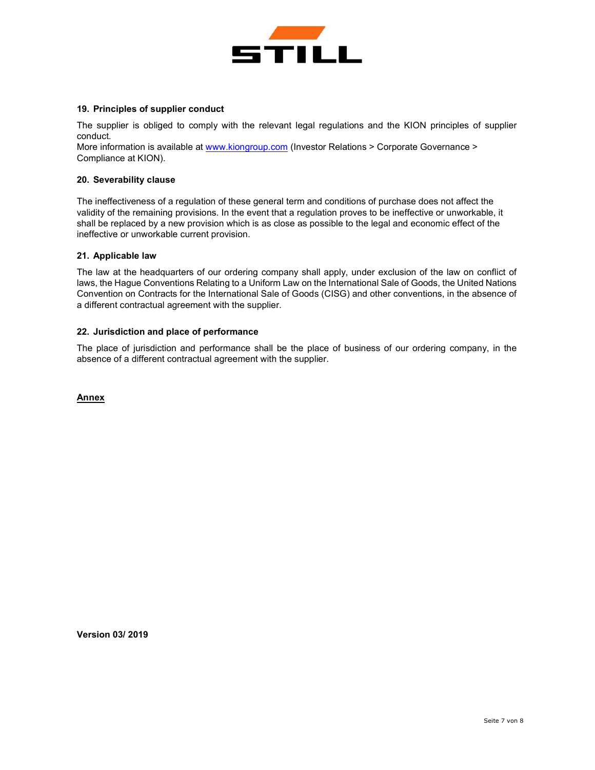## 19. Principles of supplier conduct

The supplier is obliged to comply with the relevant legal regulations and the KION principles of supplier conduct.
More information is available at [www.kiongroup.com](http://www.kiongroup.com) (Investor Relations > Corporate Governance > Compliance at KION).

## 20. Severability clause

The ineffectiveness of a regulation of these general term and conditions of purchase does not affect the validity of the remaining provisions. In the event that a regulation proves to be ineffective or unworkable, it shall be replaced by a new provision which is as close as possible to the legal and economic effect of the ineffective or unworkable current provision.

## 21. Applicable law

The law at the headquarters of our ordering company shall apply, under exclusion of the law on conflict of laws, the Hague Conventions Relating to a Uniform Law on the International Sale of Goods, the United Nations Convention on Contracts for the International Sale of Goods (CISG) and other conventions, in the absence of a different contractual agreement with the supplier.

## 22. Jurisdiction and place of performance

The place of jurisdiction and performance shall be the place of business of our ordering company, in the absence of a different contractual agreement with the supplier.

**Annex**

**Version 03/ 2019**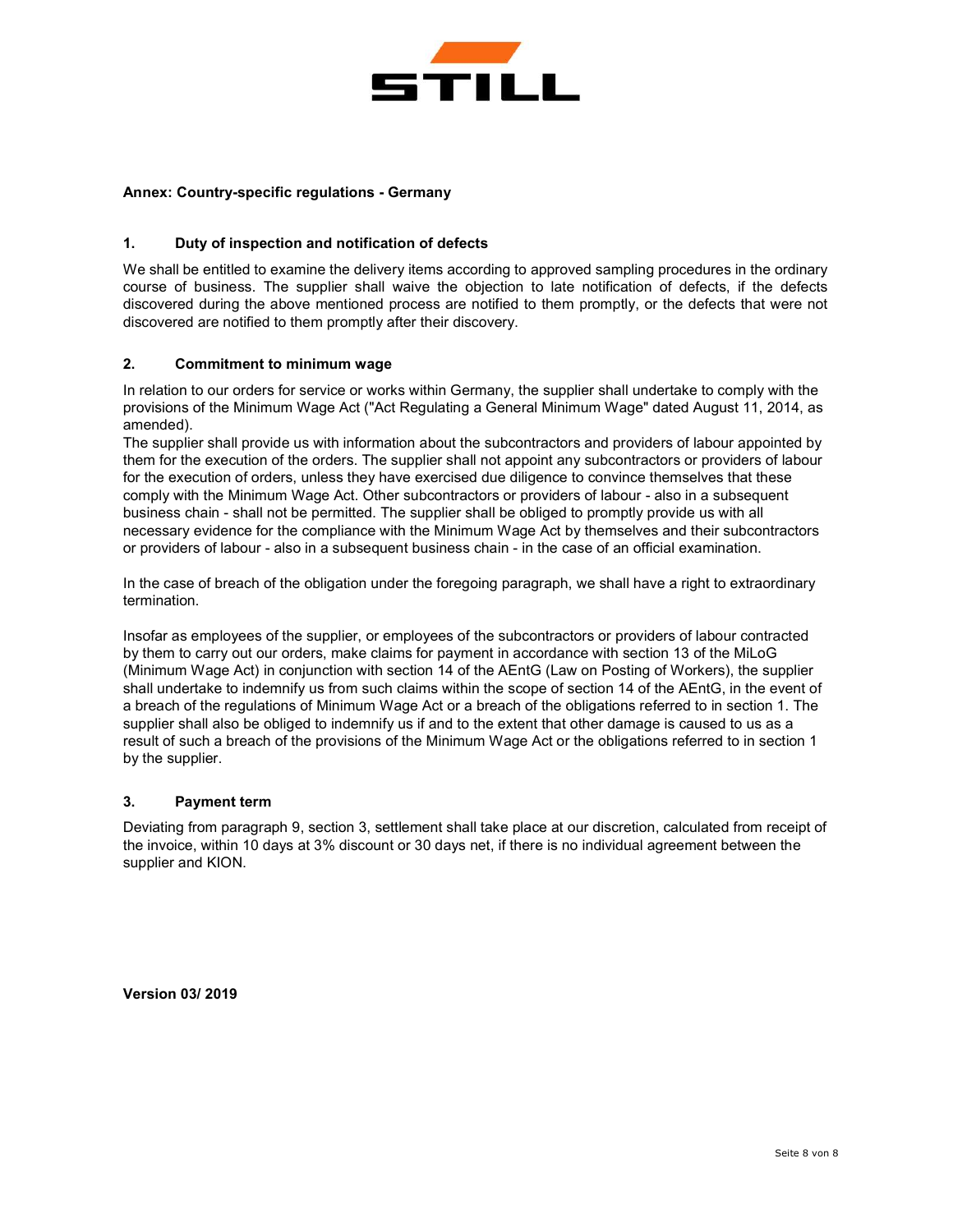STILL

**Annex: Country-specific regulations - Germany**

## 1. Duty of inspection and notification of defects

We shall be entitled to examine the delivery items according to approved sampling procedures in the ordinary course of business. The supplier shall waive the objection to late notification of defects, if the defects discovered during the above mentioned process are notified to them promptly, or the defects that were not discovered are notified to them promptly after their discovery.

## 2. Commitment to minimum wage

In relation to our orders for service or works within Germany, the supplier shall undertake to comply with the provisions of the Minimum Wage Act ("Act Regulating a General Minimum Wage" dated August 11, 2014, as amended).

The supplier shall provide us with information about the subcontractors and providers of labour appointed by them for the execution of the orders. The supplier shall not appoint any subcontractors or providers of labour for the execution of orders, unless they have exercised due diligence to convince themselves that these comply with the Minimum Wage Act. Other subcontractors or providers of labour - also in a subsequent business chain - shall not be permitted. The supplier shall be obliged to promptly provide us with all necessary evidence for the compliance with the Minimum Wage Act by themselves and their subcontractors or providers of labour - also in a subsequent business chain - in the case of an official examination.

In the case of breach of the obligation under the foregoing paragraph, we shall have a right to extraordinary termination.

Insofar as employees of the supplier, or employees of the subcontractors or providers of labour contracted by them to carry out our orders, make claims for payment in accordance with section 13 of the MiLoG (Minimum Wage Act) in conjunction with section 14 of the AEntG (Law on Posting of Workers), the supplier shall undertake to indemnify us from such claims within the scope of section 14 of the AEntG, in the event of a breach of the regulations of Minimum Wage Act or a breach of the obligations referred to in section 1. The supplier shall also be obliged to indemnify us if and to the extent that other damage is caused to us as a result of such a breach of the provisions of the Minimum Wage Act or the obligations referred to in section 1 by the supplier.

## 3. Payment term

Deviating from paragraph 9, section 3, settlement shall take place at our discretion, calculated from receipt of the invoice, within 10 days at 3% discount or 30 days net, if there is no individual agreement between the supplier and KION.

**Version 03/ 2019**